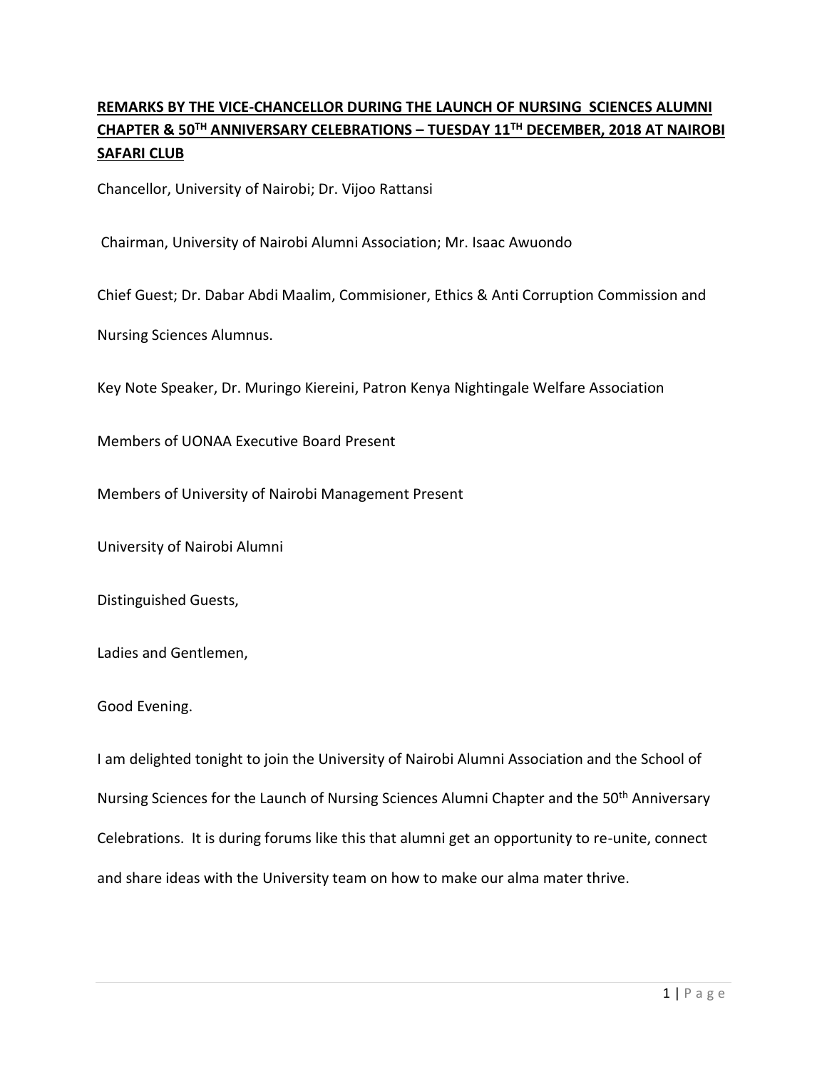# REMARKS BY THE VICE-CHANCELLOR DURING THE LAUNCH OF NURSING SCIENCES ALUMNI CHAPTER & 50TH ANNIVERSARY CELEBRATIONS – TUESDAY 11TH DECEMBER, 2018 AT NAIROBI SAFARI CLUB

Chancellor, University of Nairobi; Dr. Vijoo Rattansi

Chairman, University of Nairobi Alumni Association; Mr. Isaac Awuondo

Chief Guest; Dr. Dabar Abdi Maalim, Commisioner, Ethics & Anti Corruption Commission and Nursing Sciences Alumnus.

Key Note Speaker, Dr. Muringo Kiereini, Patron Kenya Nightingale Welfare Association

Members of UONAA Executive Board Present

Members of University of Nairobi Management Present

University of Nairobi Alumni

Distinguished Guests,

Ladies and Gentlemen,

Good Evening.

I am delighted tonight to join the University of Nairobi Alumni Association and the School of Nursing Sciences for the Launch of Nursing Sciences Alumni Chapter and the 50th Anniversary Celebrations. It is during forums like this that alumni get an opportunity to re-unite, connect and share ideas with the University team on how to make our alma mater thrive.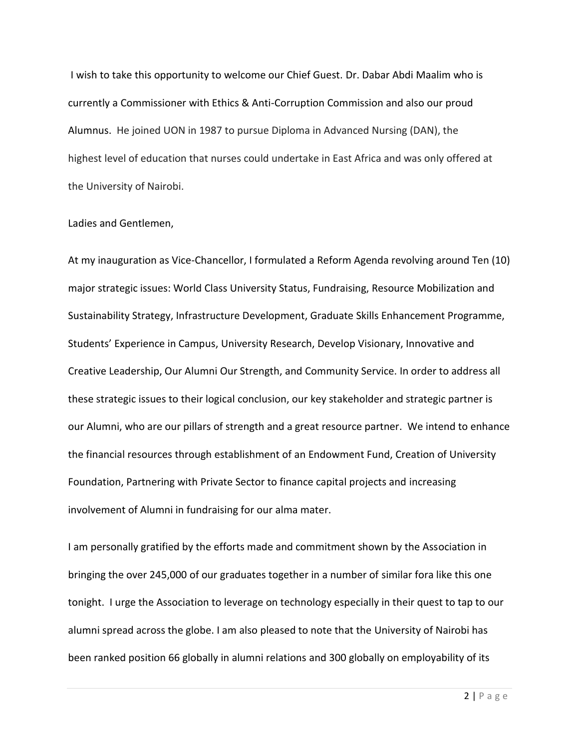I wish to take this opportunity to welcome our Chief Guest. Dr. Dabar Abdi Maalim who is currently a Commissioner with Ethics & Anti-Corruption Commission and also our proud Alumnus. He joined UON in 1987 to pursue Diploma in Advanced Nursing (DAN), the highest level of education that nurses could undertake in East Africa and was only offered at the University of Nairobi.

Ladies and Gentlemen,

At my inauguration as Vice-Chancellor, I formulated a Reform Agenda revolving around Ten (10) major strategic issues: World Class University Status, Fundraising, Resource Mobilization and Sustainability Strategy, Infrastructure Development, Graduate Skills Enhancement Programme, Students' Experience in Campus, University Research, Develop Visionary, Innovative and Creative Leadership, Our Alumni Our Strength, and Community Service. In order to address all these strategic issues to their logical conclusion, our key stakeholder and strategic partner is our Alumni, who are our pillars of strength and a great resource partner. We intend to enhance the financial resources through establishment of an Endowment Fund, Creation of University Foundation, Partnering with Private Sector to finance capital projects and increasing involvement of Alumni in fundraising for our alma mater.

I am personally gratified by the efforts made and commitment shown by the Association in bringing the over 245,000 of our graduates together in a number of similar fora like this one tonight. I urge the Association to leverage on technology especially in their quest to tap to our alumni spread across the globe. I am also pleased to note that the University of Nairobi has been ranked position 66 globally in alumni relations and 300 globally on employability of its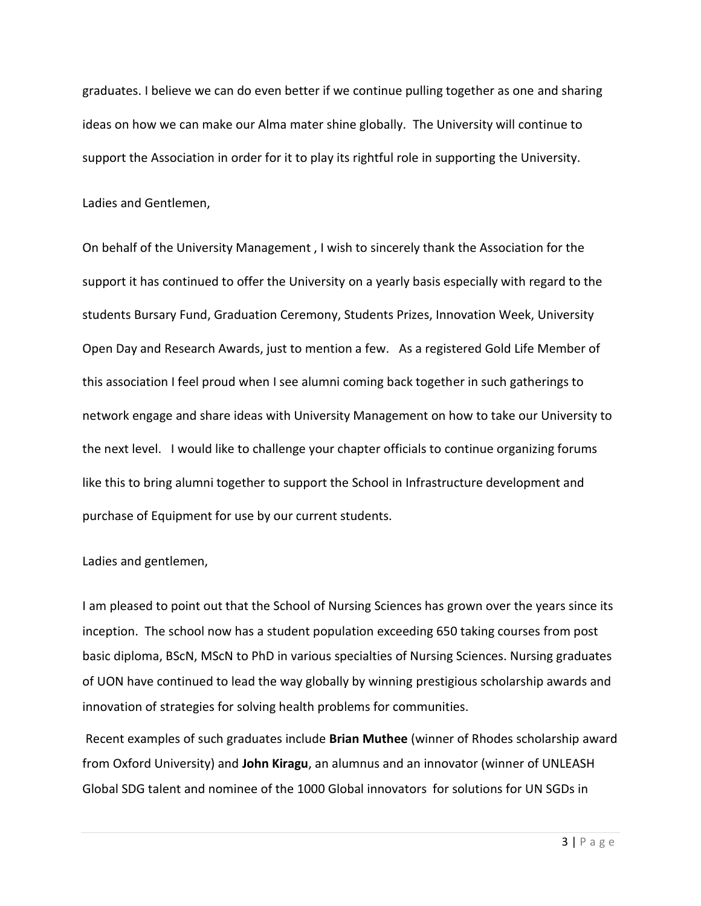graduates. I believe we can do even better if we continue pulling together as one and sharing ideas on how we can make our Alma mater shine globally. The University will continue to support the Association in order for it to play its rightful role in supporting the University.

Ladies and Gentlemen,

On behalf of the University Management , I wish to sincerely thank the Association for the support it has continued to offer the University on a yearly basis especially with regard to the students Bursary Fund, Graduation Ceremony, Students Prizes, Innovation Week, University Open Day and Research Awards, just to mention a few. As a registered Gold Life Member of this association I feel proud when I see alumni coming back together in such gatherings to network engage and share ideas with University Management on how to take our University to the next level. I would like to challenge your chapter officials to continue organizing forums like this to bring alumni together to support the School in Infrastructure development and purchase of Equipment for use by our current students.

Ladies and gentlemen,

I am pleased to point out that the School of Nursing Sciences has grown over the years since its inception. The school now has a student population exceeding 650 taking courses from post basic diploma, BScN, MScN to PhD in various specialties of Nursing Sciences. Nursing graduates of UON have continued to lead the way globally by winning prestigious scholarship awards and innovation of strategies for solving health problems for communities.

Recent examples of such graduates include **Brian Muthee** (winner of Rhodes scholarship award from Oxford University) and **John Kiragu**, an alumnus and an innovator (winner of UNLEASH Global SDG talent and nominee of the 1000 Global innovators for solutions for UN SGDs in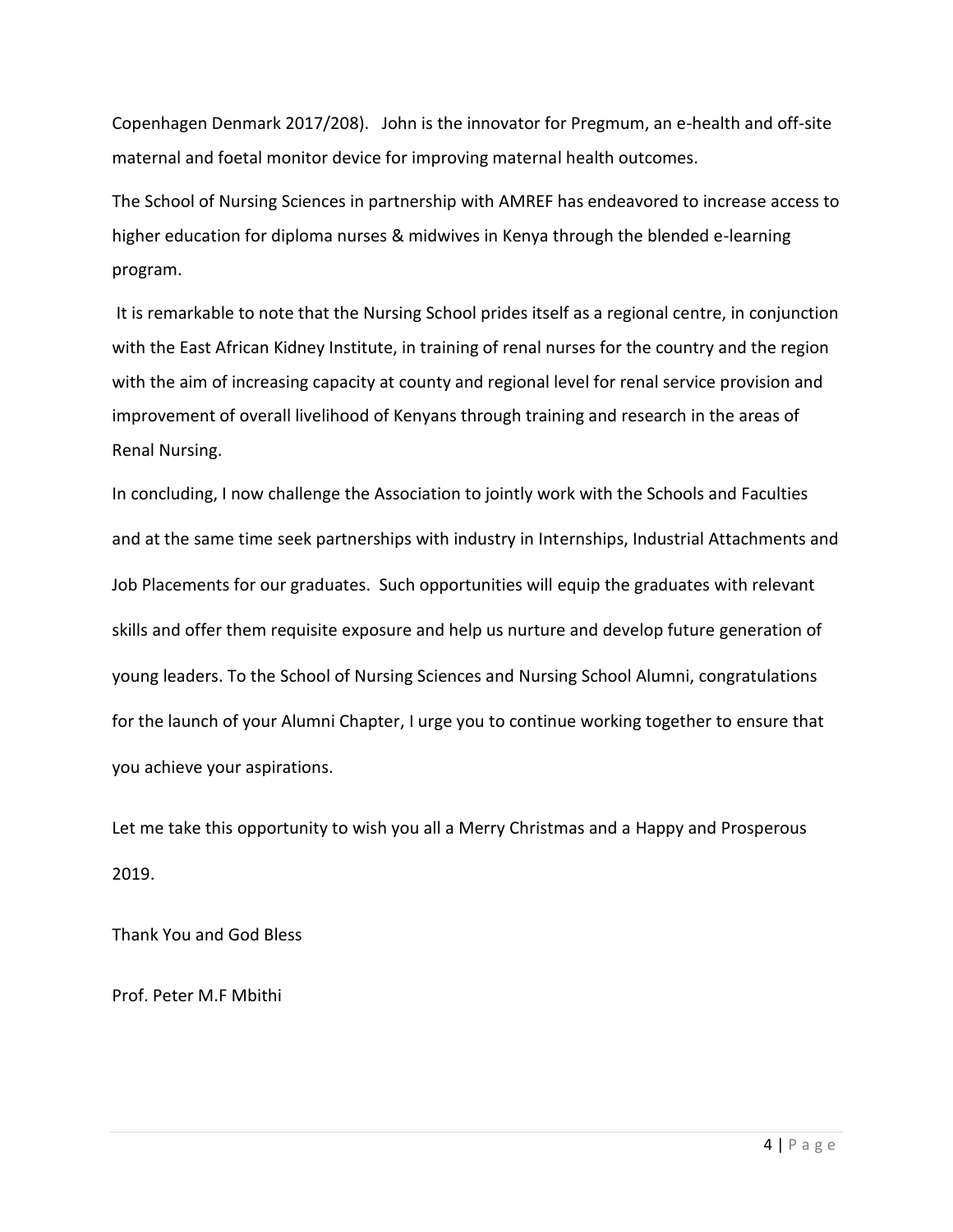Copenhagen Denmark 2017/208). John is the innovator for Pregmum, an e-health and off-site maternal and foetal monitor device for improving maternal health outcomes.

The School of Nursing Sciences in partnership with AMREF has endeavored to increase access to higher education for diploma nurses & midwives in Kenya through the blended e-learning program.

It is remarkable to note that the Nursing School prides itself as a regional centre, in conjunction with the East African Kidney Institute, in training of renal nurses for the country and the region with the aim of increasing capacity at county and regional level for renal service provision and improvement of overall livelihood of Kenyans through training and research in the areas of Renal Nursing.

In concluding, I now challenge the Association to jointly work with the Schools and Faculties and at the same time seek partnerships with industry in Internships, Industrial Attachments and Job Placements for our graduates. Such opportunities will equip the graduates with relevant skills and offer them requisite exposure and help us nurture and develop future generation of young leaders. To the School of Nursing Sciences and Nursing School Alumni, congratulations for the launch of your Alumni Chapter, I urge you to continue working together to ensure that you achieve your aspirations.

Let me take this opportunity to wish you all a Merry Christmas and a Happy and Prosperous 2019.

Thank You and God Bless

Prof. Peter M.F Mbithi